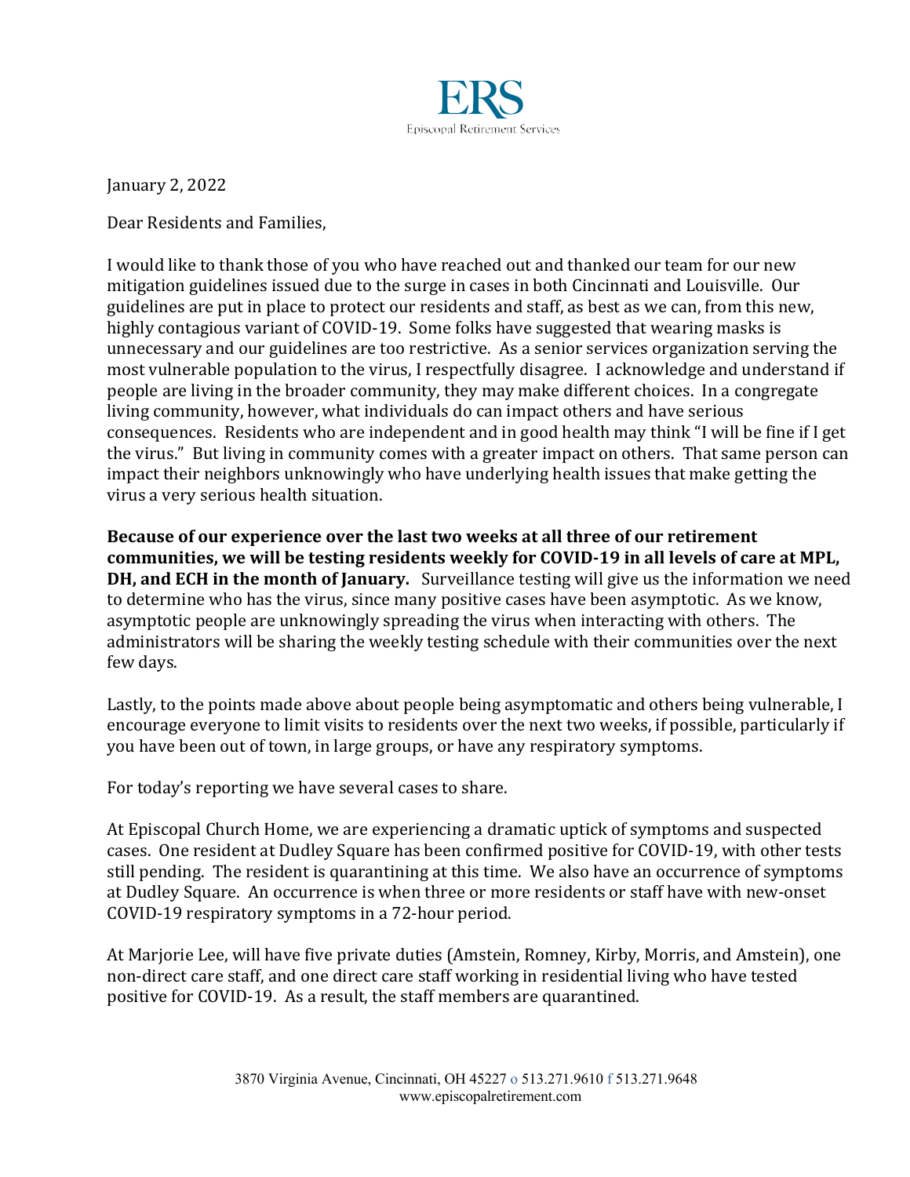ERS

Episcopal Retirement Services

January 2, 2022

Dear Residents and Families,

I would like to thank those of you who have reached out and thanked our team for our new mitigation guidelines issued due to the surge in cases in both Cincinnati and Louisville. Our guidelines are put in place to protect our residents and staff, as best as we can, from this new, highly contagious variant of COVID-19. Some folks have suggested that wearing masks is unnecessary and our guidelines are too restrictive. As a senior services organization serving the most vulnerable population to the virus, I respectfully disagree. I acknowledge and understand if people are living in the broader community, they may make different choices. In a congregate living community, however, what individuals do can impact others and have serious consequences. Residents who are independent and in good health may think "I will be fine if I get the virus." But living in community comes with a greater impact on others. That same person can impact their neighbors unknowingly who have underlying health issues that make getting the virus a very serious health situation.

**Because of our experience over the last two weeks at all three of our retirement communities, we will be testing residents weekly for COVID-19 in all levels of care at MPL, DH, and ECH in the month of January.** Surveillance testing will give us the information we need to determine who has the virus, since many positive cases have been asymptotic. As we know, asymptotic people are unknowingly spreading the virus when interacting with others. The administrators will be sharing the weekly testing schedule with their communities over the next few days.

Lastly, to the points made above about people being asymptomatic and others being vulnerable, I encourage everyone to limit visits to residents over the next two weeks, if possible, particularly if you have been out of town, in large groups, or have any respiratory symptoms.

For today's reporting we have several cases to share.

At Episcopal Church Home, we are experiencing a dramatic uptick of symptoms and suspected cases. One resident at Dudley Square has been confirmed positive for COVID-19, with other tests still pending. The resident is quarantining at this time. We also have an occurrence of symptoms at Dudley Square. An occurrence is when three or more residents or staff have with new-onset COVID-19 respiratory symptoms in a 72-hour period.

At Marjorie Lee, will have five private duties (Amstein, Romney, Kirby, Morris, and Amstein), one non-direct care staff, and one direct care staff working in residential living who have tested positive for COVID-19. As a result, the staff members are quarantined.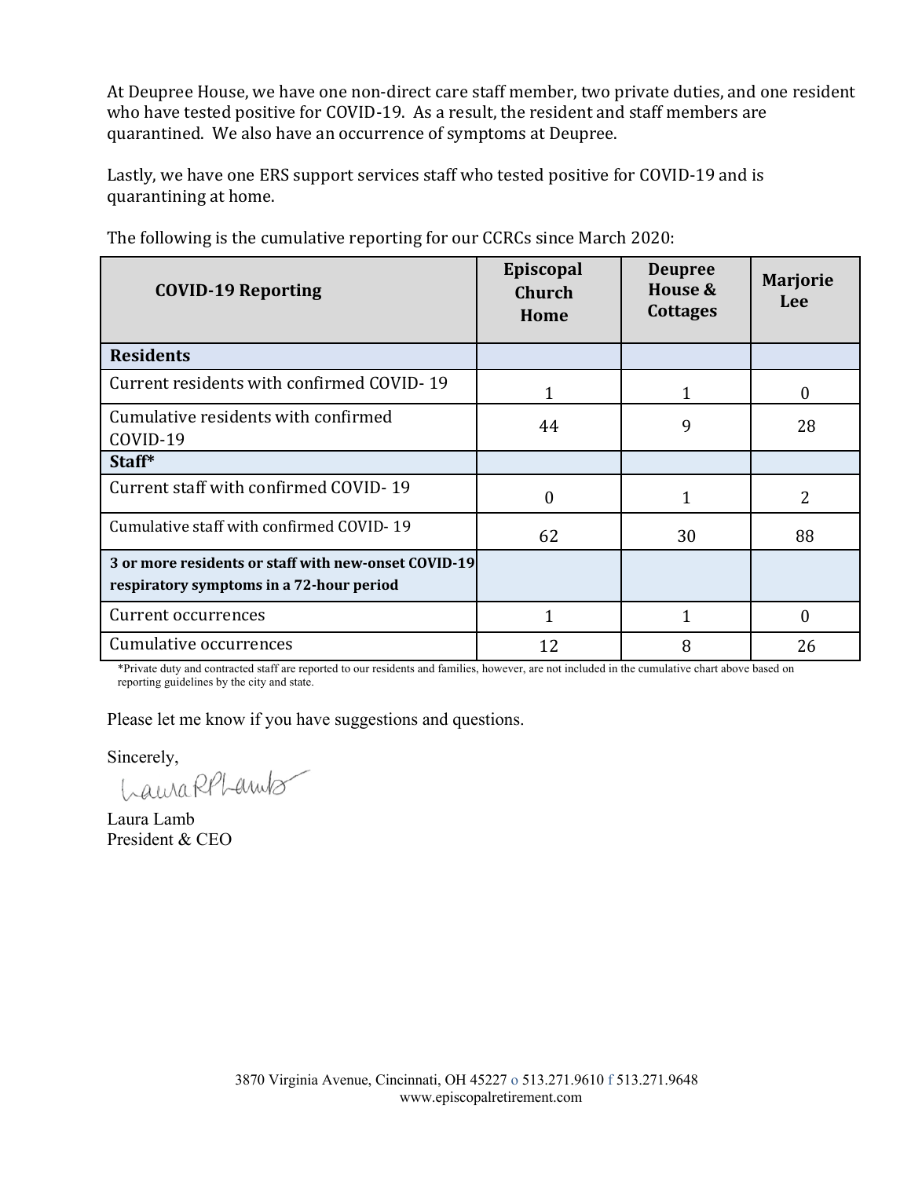At Deupree House, we have one non-direct care staff member, two private duties, and one resident who have tested positive for COVID-19. As a result, the resident and staff members are quarantined. We also have an occurrence of symptoms at Deupree.

Lastly, we have one ERS support services staff who tested positive for COVID-19 and is quarantining at home.

The following is the cumulative reporting for our CCRCs since March 2020:

| **COVID-19 Reporting** | **Episcopal Church Home** | **Deupree House & Cottages** | **Marjorie Lee** |
|---|---|---|---|
| **Residents** | | | |
| Current residents with confirmed COVID- 19 | 1 | 1 | 0 |
| Cumulative residents with confirmed COVID-19 | 44 | 9 | 28 |
| **Staff*** | | | |
| Current staff with confirmed COVID- 19 | 0 | 1 | 2 |
| Cumulative staff with confirmed COVID- 19 | 62 | 30 | 88 |
| **3 or more residents or staff with new-onset COVID-19 respiratory symptoms in a 72-hour period** | | | |
| Current occurrences | 1 | 1 | 0 |
| Cumulative occurrences | 12 | 8 | 26 |

*Private duty and contracted staff are reported to our residents and families, however, are not included in the cumulative chart above based on reporting guidelines by the city and state.

Please let me know if you have suggestions and questions.

Sincerely,

Laura R P Lamb

Laura Lamb
President & CEO

3870 Virginia Avenue, Cincinnati, OH 45227 o 513.271.9610 f 513.271.9648
www.episcopalretirement.com